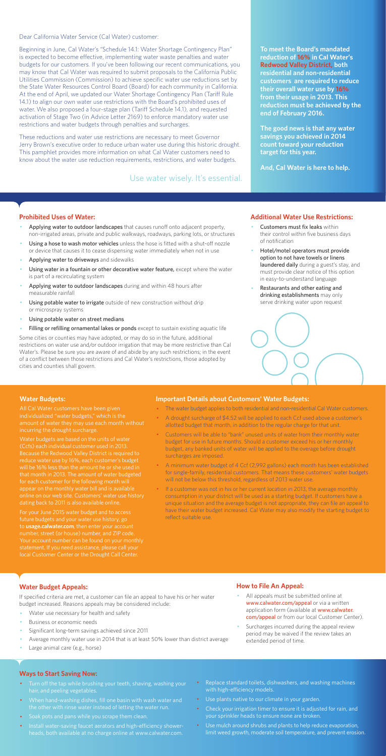Dear California Water Service (Cal Water) customer:

Beginning in June, Cal Water's "Schedule 14.1: Water Shortage Contingency Plan" is expected to become effective, implementing water waste penalties and water budgets for our customers. If you've been following our recent communications, you may know that Cal Water was required to submit proposals to the California Public Utilities Commission (Commission) to achieve specific water use reductions set by the State Water Resources Control Board (Board) for each community in California. At the end of April, we updated our Water Shortage Contingency Plan (Tariff Rule 14.1) to align our own water use restrictions with the Board's prohibited uses of water. We also proposed a four-stage plan (Tariff Schedule 14.1), and requested activation of Stage Two (in Advice Letter 2169) to enforce mandatory water use restrictions and water budgets through penalties and surcharges.

These reductions and water use restrictions are necessary to meet Governor Jerry Brown's executive order to reduce urban water use during this historic drought. This pamphlet provides more information on what Cal Water customers need to know about the water use reduction requirements, restrictions, and water budgets.

Use water wisely. It's essential.

**To meet the Board's mandated reduction of 16% in Cal Water's Redwood Valley District, both residential and non-residential customers are required to reduce their overall water use by 16% from their usage in 2013. This reduction must be achieved by the end of February 2016.**

**The good news is that any water savings you achieved in 2014 count toward your reduction target for this year.**

**And, Cal Water is here to help.**

### Prohibited Uses of Water:

- Applying water to outdoor landscapes that causes runoff onto adjacent property, non-irrigated areas, private and public walkways, roadways, parking lots, or structures
- Using a hose to wash motor vehicles unless the hose is fitted with a shut-off nozzle or device that causes it to cease dispensing water immediately when not in use
- Applying water to driveways and sidewalks
- Using water in a fountain or other decorative water feature, except where the water is part of a recirculating system
- Applying water to outdoor landscapes during and within 48 hours after measurable rainfall
- Using potable water to irrigate outside of new construction without drip or microspray systems
- Using potable water on street medians
- Filling or refilling ornamental lakes or ponds except to sustain existing aquatic life

Some cities or counties may have adopted, or may do so in the future, additional restrictions on water use and/or outdoor irrigation that may be more restrictive than Cal Water's. Please be sure you are aware of and abide by any such restrictions; in the event of a conflict between those restrictions and Cal Water's restrictions, those adopted by cities and counties shall govern.

### Additional Water Use Restrictions:

- Customers must fix leaks within their control within five business days of notification
- Hotel/motel operators must provide option to not have towels or linens laundered daily during a guest's stay, and must provide clear notice of this option in easy-to-understand language
- Restaurants and other eating and drinking establishments may only serve drinking water upon request

### Water Budgets:

All Cal Water customers have been given individualized "water budgets," which is the amount of water they may use each month without incurring the drought surcharge.

Water budgets are based on the units of water (Ccfs) each individual customer used in 2013. Because the Redwood Valley District is required to reduce water use by 16%, each customer's budget will be 16% less than the amount he or she used in that month in 2013. The amount of water budgeted for each customer for the following month will appear on the monthly water bill and is available online on our web site. Customers' water use history dating back to 2011 is also available online.

For your June 2015 water budget and to access future budgets and your water use history, go to **usage.calwater.com**, then enter your account number, street (or house) number, and ZIP code. Your account number can be found on your monthly statement. If you need assistance, please call your local Customer Center or the Drought Call Center.

### Important Details about Customers' Water Budgets:

- The water budget applies to both residential and non-residential Cal Water customers.
- A drought surcharge of $4.52 will be applied to each Ccf used above a customer's allotted budget that month, in addition to the regular charge for that unit.
- Customers will be able to "bank" unused units of water from their monthly water budget for use in future months. Should a customer exceed his or her monthly budget, any banked units of water will be applied to the overage before drought surcharges are imposed.
- A minimum water budget of 4 Ccf (2,992 gallons) each month has been established for single-family, residential customers. That means these customers' water budgets will not be below this threshold, regardless of 2013 water use.
- If a customer was not in his or her current location in 2013, the average monthly consumption in your district will be used as a starting budget. If customers have a unique situation and the average budget is not appropriate, they can file an appeal to have their water budget increased. Cal Water may also modify the starting budget to reflect suitable use.

### Water Budget Appeals:

If specified criteria are met, a customer can file an appeal to have his or her water budget increased. Reasons appeals may be considered include:

- Water use necessary for health and safety
- Business or economic needs
- Significant long-term savings achieved since 2011
- Average monthly water use in 2014 that is at least 50% lower than district average
- Large animal care (e.g., horse)

### How to File An Appeal:

- All appeals must be submitted online at www.calwater.com/appeal or via a written application form (available at www.calwater.com/appeal or from our local Customer Center).
- Surcharges incurred during the appeal review period may be waived if the review takes an extended period of time.

### Ways to Start Saving Now:

- Turn off the tap while brushing your teeth, shaving, washing your hair, and peeling vegetables.
- When hand-washing dishes, fill one basin with wash water and the other with rinse water instead of letting the water run.
- Soak pots and pans while you scrape them clean.
- Install water-saving faucet aerators and high-efficiency showerheads, both available at no charge online at www.calwater.com.
- Replace standard toilets, dishwashers, and washing machines with high-efficiency models.
- Use plants native to our climate in your garden.
- Check your irrigation timer to ensure it is adjusted for rain, and your sprinkler heads to ensure none are broken.
- Use mulch around shrubs and plants to help reduce evaporation, limit weed growth, moderate soil temperature, and prevent erosion.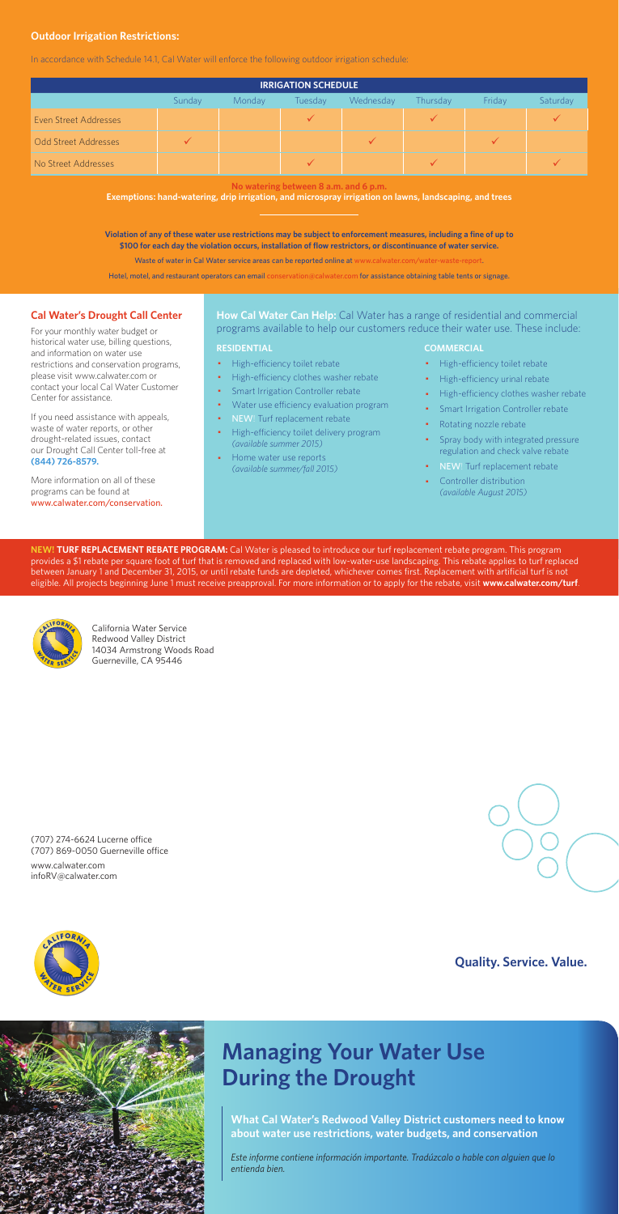**Outdoor Irrigation Restrictions:**

In accordance with Schedule 14.1, Cal Water will enforce the following outdoor irrigation schedule:

| IRRIGATION SCHEDULE | | | | | | | |
|---|---|---|---|---|---|---|---|
| | Sunday | Monday | Tuesday | Wednesday | Thursday | Friday | Saturday |
| Even Street Addresses | | | ✓ | | ✓ | | ✓ |
| Odd Street Addresses | ✓ | | | ✓ | | ✓ | |
| No Street Addresses | | | ✓ | | ✓ | | ✓ |

**No watering between 8 a.m. and 6 p.m.**

**Exemptions: hand-watering, drip irrigation, and microspray irrigation on lawns, landscaping, and trees**

**Violation of any of these water use restrictions may be subject to enforcement measures, including a fine of up to $100 for each day the violation occurs, installation of flow restrictors, or discontinuance of water service.**

Waste of water in Cal Water service areas can be reported online at www.calwater.com/water-waste-report.

Hotel, motel, and restaurant operators can email conservation@calwater.com for assistance obtaining table tents or signage.

### Cal Water's Drought Call Center

For your monthly water budget or historical water use, billing questions, and information on water use restrictions and conservation programs, please visit www.calwater.com or contact your local Cal Water Customer Center for assistance.

If you need assistance with appeals, waste of water reports, or other drought-related issues, contact our Drought Call Center toll-free at **(844) 726-8579.**

More information on all of these programs can be found at www.calwater.com/conservation.

**How Cal Water Can Help:** Cal Water has a range of residential and commercial programs available to help our customers reduce their water use. These include:

**RESIDENTIAL**

- High-efficiency toilet rebate
- High-efficiency clothes washer rebate
- Smart Irrigation Controller rebate
- Water use efficiency evaluation program
- NEW! Turf replacement rebate
- High-efficiency toilet delivery program *(available summer 2015)*
- Home water use reports *(available summer/fall 2015)*

**COMMERCIAL**

- High-efficiency toilet rebate
- High-efficiency urinal rebate
- High-efficiency clothes washer rebate
- Smart Irrigation Controller rebate
- Rotating nozzle rebate
- Spray body with integrated pressure regulation and check valve rebate
- NEW! Turf replacement rebate
- Controller distribution *(available August 2015)*

**NEW! TURF REPLACEMENT REBATE PROGRAM:** Cal Water is pleased to introduce our turf replacement rebate program. This program provides a $1 rebate per square foot of turf that is removed and replaced with low-water-use landscaping. This rebate applies to turf replaced between January 1 and December 31, 2015, or until rebate funds are depleted, whichever comes first. Replacement with artificial turf is not eligible. All projects beginning June 1 must receive preapproval. For more information or to apply for the rebate, visit **www.calwater.com/turf**.

California Water Service
Redwood Valley District
14034 Armstrong Woods Road
Guerneville, CA 95446

(707) 274-6624 Lucerne office
(707) 869-0050 Guerneville office

www.calwater.com
infoRV@calwater.com

**Quality. Service. Value.**

# Managing Your Water Use During the Drought

**What Cal Water's Redwood Valley District customers need to know about water use restrictions, water budgets, and conservation**

*Este informe contiene información importante. Tradúzcalo o hable con alguien que lo entienda bien.*